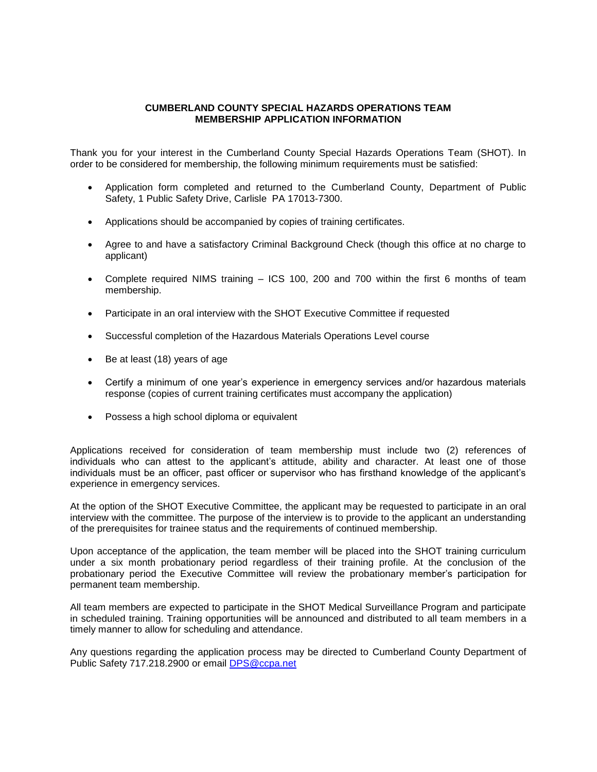# CUMBERLAND COUNTY SPECIAL HAZARDS OPERATIONS TEAM
## MEMBERSHIP APPLICATION INFORMATION

Thank you for your interest in the Cumberland County Special Hazards Operations Team (SHOT). In order to be considered for membership, the following minimum requirements must be satisfied:

- Application form completed and returned to the Cumberland County, Department of Public Safety, 1 Public Safety Drive, Carlisle PA 17013-7300.
- Applications should be accompanied by copies of training certificates.
- Agree to and have a satisfactory Criminal Background Check (though this office at no charge to applicant)
- Complete required NIMS training – ICS 100, 200 and 700 within the first 6 months of team membership.
- Participate in an oral interview with the SHOT Executive Committee if requested
- Successful completion of the Hazardous Materials Operations Level course
- Be at least (18) years of age
- Certify a minimum of one year's experience in emergency services and/or hazardous materials response (copies of current training certificates must accompany the application)
- Possess a high school diploma or equivalent

Applications received for consideration of team membership must include two (2) references of individuals who can attest to the applicant's attitude, ability and character. At least one of those individuals must be an officer, past officer or supervisor who has firsthand knowledge of the applicant's experience in emergency services.

At the option of the SHOT Executive Committee, the applicant may be requested to participate in an oral interview with the committee. The purpose of the interview is to provide to the applicant an understanding of the prerequisites for trainee status and the requirements of continued membership.

Upon acceptance of the application, the team member will be placed into the SHOT training curriculum under a six month probationary period regardless of their training profile. At the conclusion of the probationary period the Executive Committee will review the probationary member's participation for permanent team membership.

All team members are expected to participate in the SHOT Medical Surveillance Program and participate in scheduled training. Training opportunities will be announced and distributed to all team members in a timely manner to allow for scheduling and attendance.

Any questions regarding the application process may be directed to Cumberland County Department of Public Safety 717.218.2900 or email DPS@ccpa.net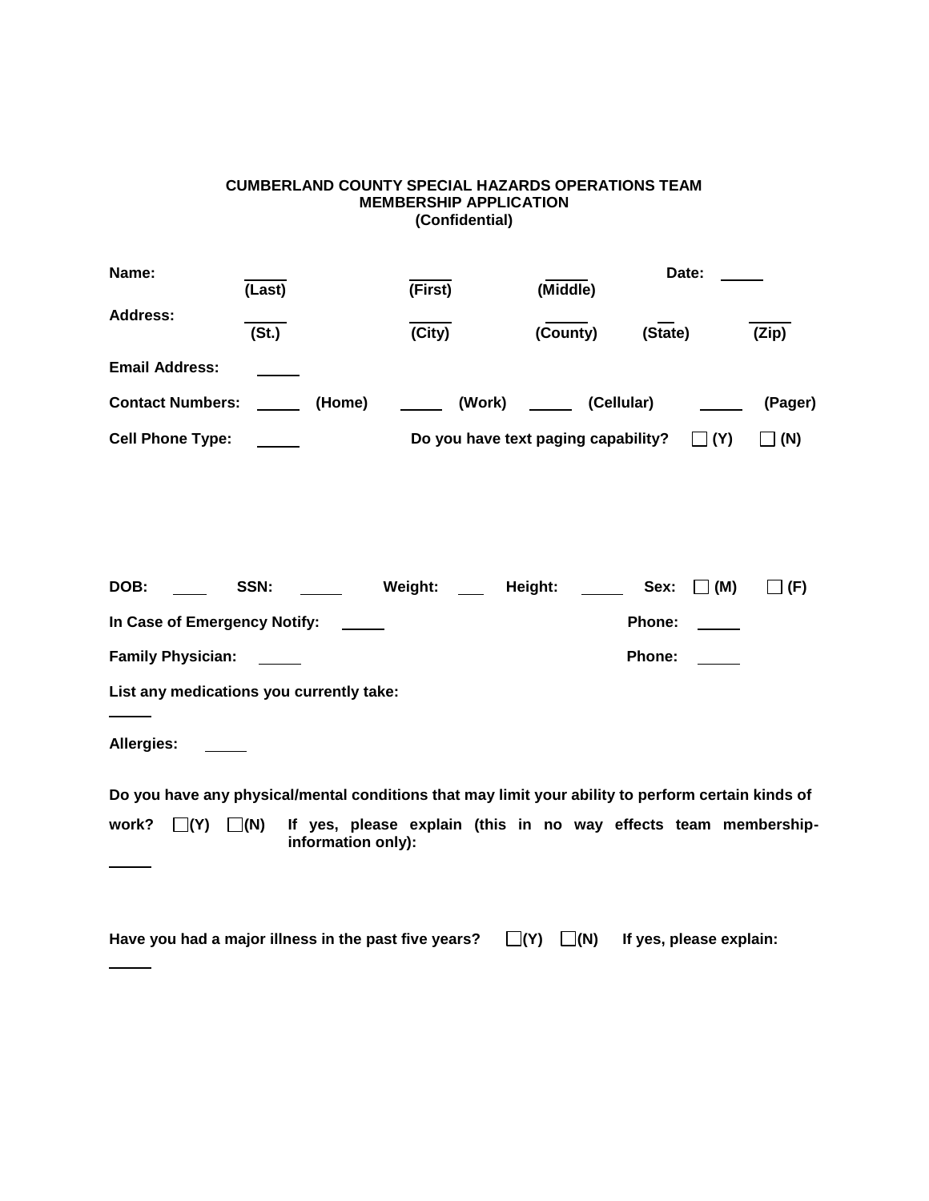**CUMBERLAND COUNTY SPECIAL HAZARDS OPERATIONS TEAM**
**MEMBERSHIP APPLICATION**
**(Confidential)**

**Name:** _____ (Last) _____ (First) _____ (Middle) **Date:** _____

**Address:** _____ (St.) _____ (City) _____ (County) __ (State) _____ (Zip)

**Email Address:** _____

**Contact Numbers:** _____ (Home) _____ (Work) _____ (Cellular) _____ (Pager)

**Cell Phone Type:** _____ **Do you have text paging capability?** ☐ (Y) ☐ (N)

**DOB:** ____ **SSN:** _____ **Weight:** ___ **Height:** _____ **Sex:** ☐ (M) ☐ (F)

**In Case of Emergency Notify:** _____ **Phone:** _____

**Family Physician:** _____ **Phone:** _____

**List any medications you currently take:**

_____

**Allergies:** _____

**Do you have any physical/mental conditions that may limit your ability to perform certain kinds of work?** ☐(Y) ☐(N) **If yes, please explain (this in no way effects team membership- information only):**

_____

**Have you had a major illness in the past five years?** ☐(Y) ☐(N) **If yes, please explain:**

_____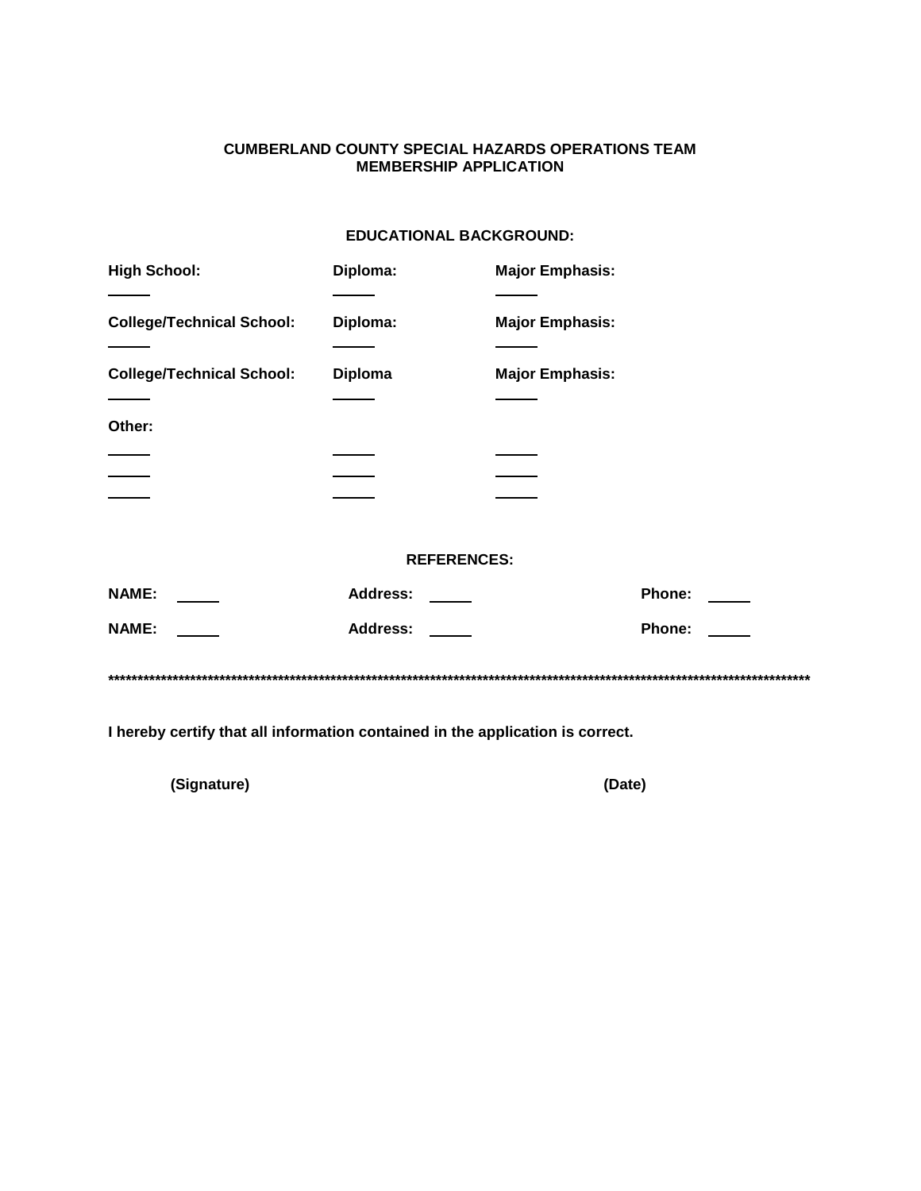**CUMBERLAND COUNTY SPECIAL HAZARDS OPERATIONS TEAM**
**MEMBERSHIP APPLICATION**

**EDUCATIONAL BACKGROUND:**

| **High School:** | **Diploma:** | **Major Emphasis:** |
|---|---|---|
| _____ | _____ | _____ |
| **College/Technical School:** | **Diploma:** | **Major Emphasis:** |
| _____ | _____ | _____ |
| **College/Technical School:** | **Diploma** | **Major Emphasis:** |
| _____ | _____ | _____ |
| **Other:** | | |
| _____ | _____ | _____ |
| _____ | _____ | _____ |
| _____ | _____ | _____ |

**REFERENCES:**

| | | |
|---|---|---|
| **NAME:** _____ | **Address:** _____ | **Phone:** _____ |
| **NAME:** _____ | **Address:** _____ | **Phone:** _____ |

**************************************************************************************************************************

**I hereby certify that all information contained in the application is correct.**

**(Signature)** **(Date)**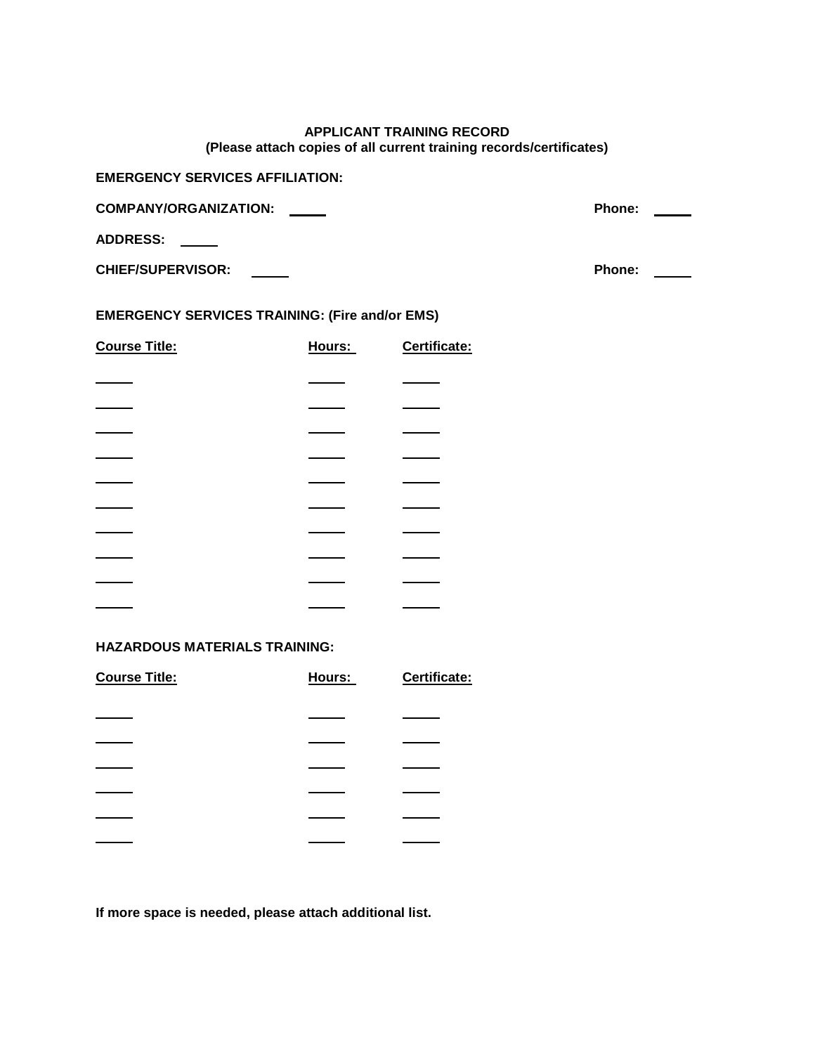**APPLICANT TRAINING RECORD**
**(Please attach copies of all current training records/certificates)**

**EMERGENCY SERVICES AFFILIATION:**

**COMPANY/ORGANIZATION:** _____ **Phone:** _____

**ADDRESS:** _____

**CHIEF/SUPERVISOR:** _____ **Phone:** _____

**EMERGENCY SERVICES TRAINING: (Fire and/or EMS)**

| Course Title: | Hours: | Certificate: |
|---|---|---|
| _____ | _____ | _____ |
| _____ | _____ | _____ |
| _____ | _____ | _____ |
| _____ | _____ | _____ |
| _____ | _____ | _____ |
| _____ | _____ | _____ |
| _____ | _____ | _____ |
| _____ | _____ | _____ |
| _____ | _____ | _____ |
| _____ | _____ | _____ |

**HAZARDOUS MATERIALS TRAINING:**

| Course Title: | Hours: | Certificate: |
|---|---|---|
| _____ | _____ | _____ |
| _____ | _____ | _____ |
| _____ | _____ | _____ |
| _____ | _____ | _____ |
| _____ | _____ | _____ |
| _____ | _____ | _____ |

**If more space is needed, please attach additional list.**